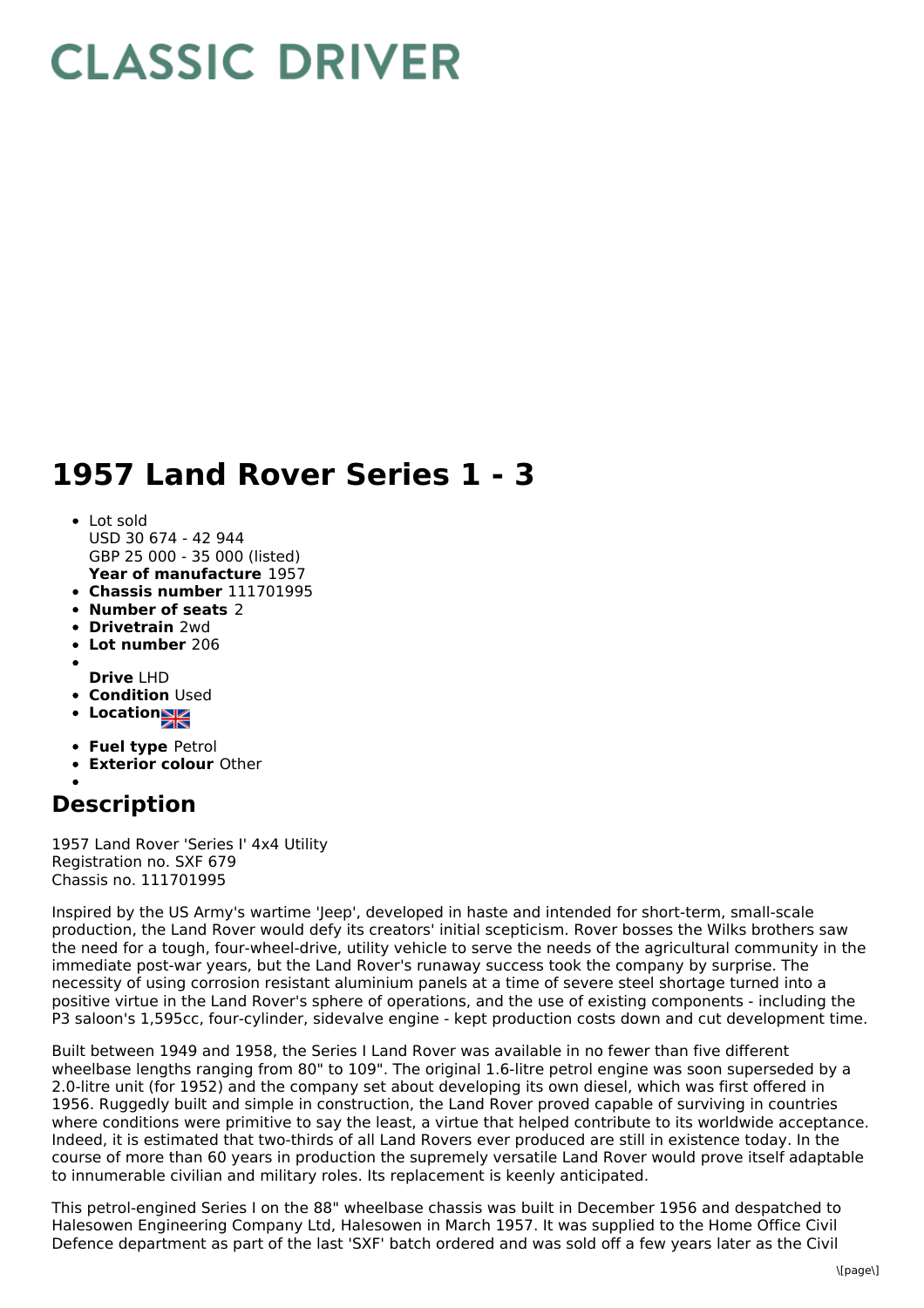# CLASSIC DRIVER

# 1957 Land Rover Series 1 - 3

- Lot sold  
  USD 30 674 - 42 944  
  GBP 25 000 - 35 000 (listed)  
  **Year of manufacture** 1957
- **Chassis number** 111701995
- **Number of seats** 2
- **Drivetrain** 2wd
- **Lot number** 206
- **Drive** LHD
- **Condition** Used
- **Location**
- **Fuel type** Petrol
- **Exterior colour** Other

## Description

1957 Land Rover 'Series I' 4x4 Utility  
Registration no. SXF 679  
Chassis no. 111701995

Inspired by the US Army's wartime 'Jeep', developed in haste and intended for short-term, small-scale production, the Land Rover would defy its creators' initial scepticism. Rover bosses the Wilks brothers saw the need for a tough, four-wheel-drive, utility vehicle to serve the needs of the agricultural community in the immediate post-war years, but the Land Rover's runaway success took the company by surprise. The necessity of using corrosion resistant aluminium panels at a time of severe steel shortage turned into a positive virtue in the Land Rover's sphere of operations, and the use of existing components - including the P3 saloon's 1,595cc, four-cylinder, sidevalve engine - kept production costs down and cut development time.

Built between 1949 and 1958, the Series I Land Rover was available in no fewer than five different wheelbase lengths ranging from 80" to 109". The original 1.6-litre petrol engine was soon superseded by a 2.0-litre unit (for 1952) and the company set about developing its own diesel, which was first offered in 1956. Ruggedly built and simple in construction, the Land Rover proved capable of surviving in countries where conditions were primitive to say the least, a virtue that helped contribute to its worldwide acceptance. Indeed, it is estimated that two-thirds of all Land Rovers ever produced are still in existence today. In the course of more than 60 years in production the supremely versatile Land Rover would prove itself adaptable to innumerable civilian and military roles. Its replacement is keenly anticipated.

This petrol-engined Series I on the 88" wheelbase chassis was built in December 1956 and despatched to Halesowen Engineering Company Ltd, Halesowen in March 1957. It was supplied to the Home Office Civil Defence department as part of the last 'SXF' batch ordered and was sold off a few years later as the Civil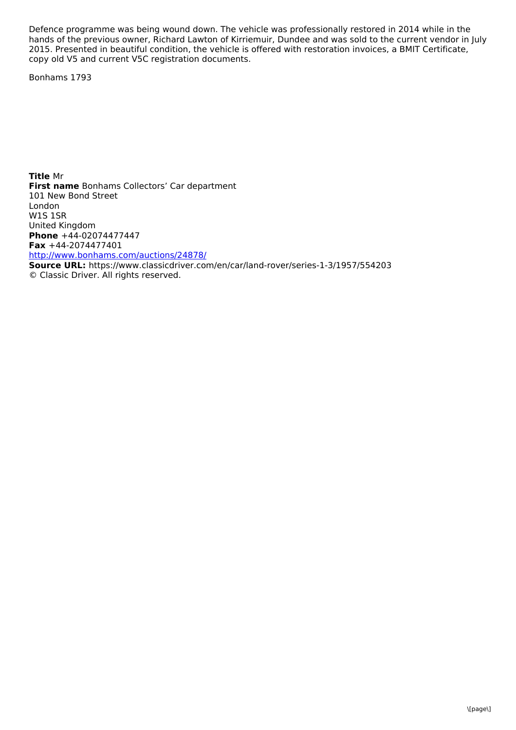Defence programme was being wound down. The vehicle was professionally restored in 2014 while in the hands of the previous owner, Richard Lawton of Kirriemuir, Dundee and was sold to the current vendor in July 2015. Presented in beautiful condition, the vehicle is offered with restoration invoices, a BMIT Certificate, copy old V5 and current V5C registration documents.

Bonhams 1793

**Title** Mr
**First name** Bonhams Collectors' Car department
101 New Bond Street
London
W1S 1SR
United Kingdom
**Phone** +44-02074477447
**Fax** +44-2074477401
http://www.bonhams.com/auctions/24878/
**Source URL:** https://www.classicdriver.com/en/car/land-rover/series-1-3/1957/554203
© Classic Driver. All rights reserved.